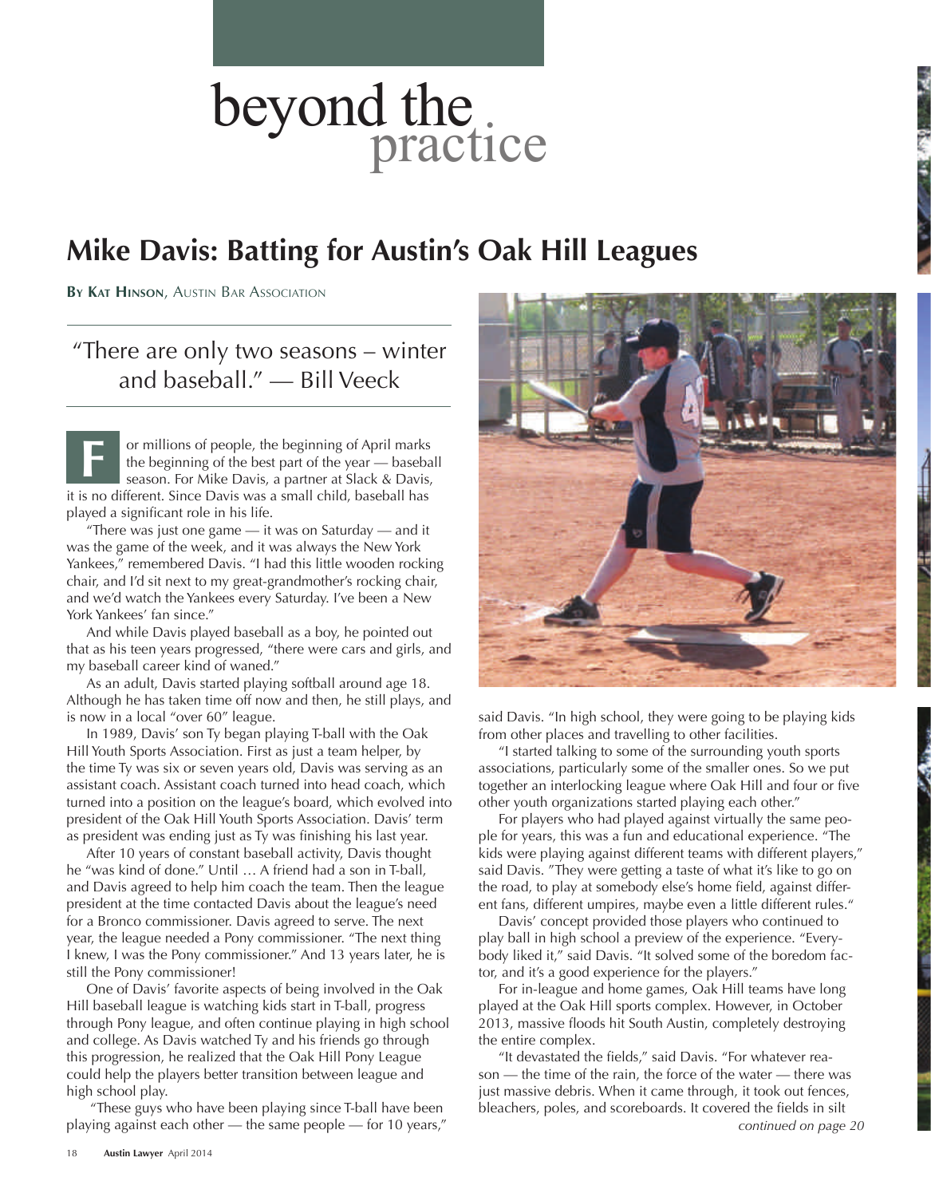# beyond the practice

## Mike Davis: Batting for Austin's Oak Hill Leagues

**By Kat Hinson**, Austin Bar Association

> "There are only two seasons – winter and baseball." — Bill Veeck

For millions of people, the beginning of April marks the beginning of the best part of the year — baseball season. For Mike Davis, a partner at Slack & Davis, it is no different. Since Davis was a small child, baseball has played a significant role in his life.

"There was just one game — it was on Saturday — and it was the game of the week, and it was always the New York Yankees," remembered Davis. "I had this little wooden rocking chair, and I'd sit next to my great-grandmother's rocking chair, and we'd watch the Yankees every Saturday. I've been a New York Yankees' fan since."

And while Davis played baseball as a boy, he pointed out that as his teen years progressed, "there were cars and girls, and my baseball career kind of waned."

As an adult, Davis started playing softball around age 18. Although he has taken time off now and then, he still plays, and is now in a local "over 60" league.

In 1989, Davis' son Ty began playing T-ball with the Oak Hill Youth Sports Association. First as just a team helper, by the time Ty was six or seven years old, Davis was serving as an assistant coach. Assistant coach turned into head coach, which turned into a position on the league's board, which evolved into president of the Oak Hill Youth Sports Association. Davis' term as president was ending just as Ty was finishing his last year.

After 10 years of constant baseball activity, Davis thought he "was kind of done." Until … A friend had a son in T-ball, and Davis agreed to help him coach the team. Then the league president at the time contacted Davis about the league's need for a Bronco commissioner. Davis agreed to serve. The next year, the league needed a Pony commissioner. "The next thing I knew, I was the Pony commissioner." And 13 years later, he is still the Pony commissioner!

One of Davis' favorite aspects of being involved in the Oak Hill baseball league is watching kids start in T-ball, progress through Pony league, and often continue playing in high school and college. As Davis watched Ty and his friends go through this progression, he realized that the Oak Hill Pony League could help the players better transition between league and high school play.

"These guys who have been playing since T-ball have been playing against each other — the same people — for 10 years," said Davis. "In high school, they were going to be playing kids from other places and travelling to other facilities.

"I started talking to some of the surrounding youth sports associations, particularly some of the smaller ones. So we put together an interlocking league where Oak Hill and four or five other youth organizations started playing each other."

For players who had played against virtually the same people for years, this was a fun and educational experience. "The kids were playing against different teams with different players," said Davis. "They were getting a taste of what it's like to go on the road, to play at somebody else's home field, against different fans, different umpires, maybe even a little different rules."

Davis' concept provided those players who continued to play ball in high school a preview of the experience. "Everybody liked it," said Davis. "It solved some of the boredom factor, and it's a good experience for the players."

For in-league and home games, Oak Hill teams have long played at the Oak Hill sports complex. However, in October 2013, massive floods hit South Austin, completely destroying the entire complex.

"It devastated the fields," said Davis. "For whatever reason — the time of the rain, the force of the water — there was just massive debris. When it came through, it took out fences, bleachers, poles, and scoreboards. It covered the fields in silt

*continued on page 20*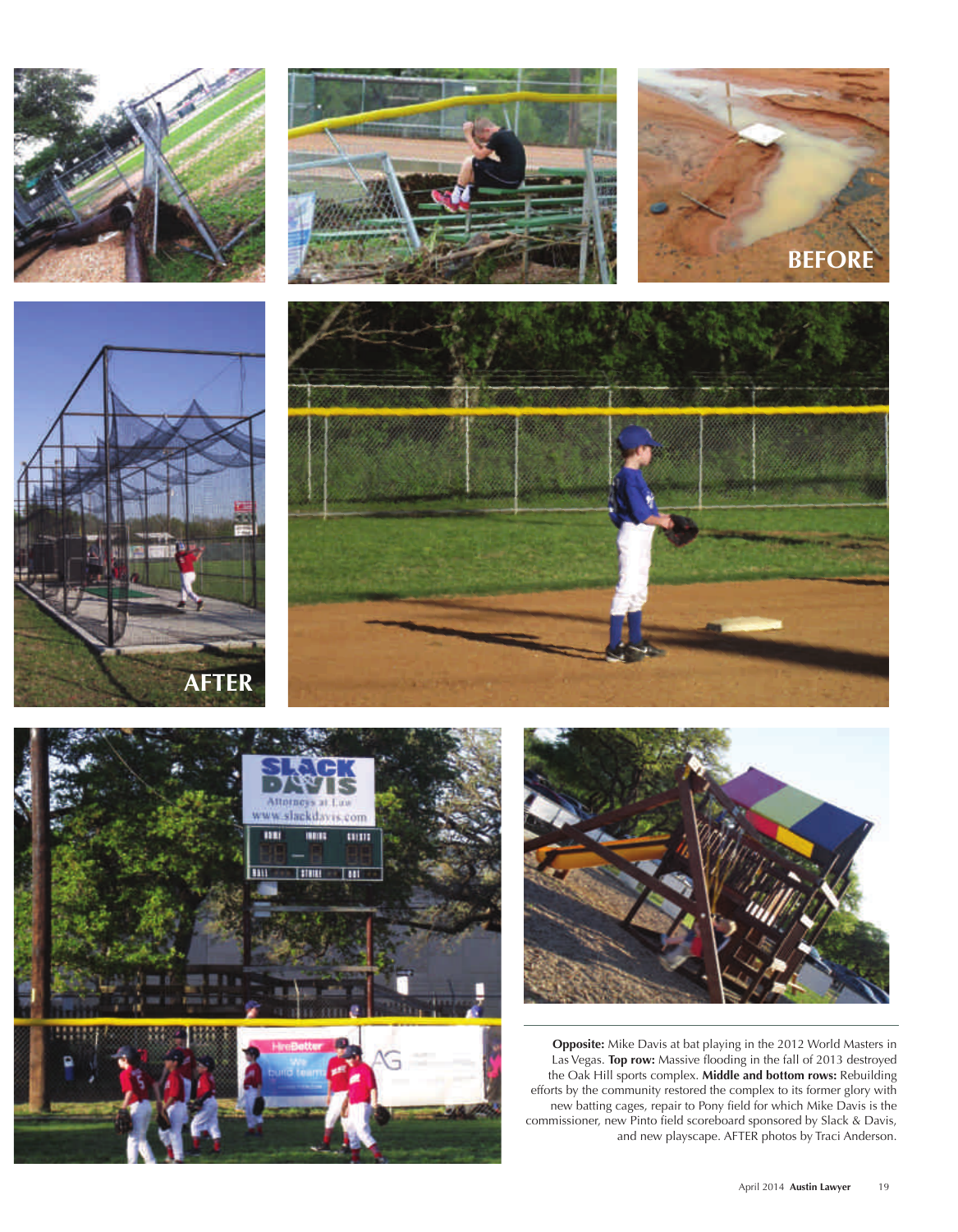**Opposite:** Mike Davis at bat playing in the 2012 World Masters in Las Vegas. **Top row:** Massive flooding in the fall of 2013 destroyed the Oak Hill sports complex. **Middle and bottom rows:** Rebuilding efforts by the community restored the complex to its former glory with new batting cages, repair to Pony field for which Mike Davis is the commissioner, new Pinto field scoreboard sponsored by Slack & Davis, and new playscape. AFTER photos by Traci Anderson.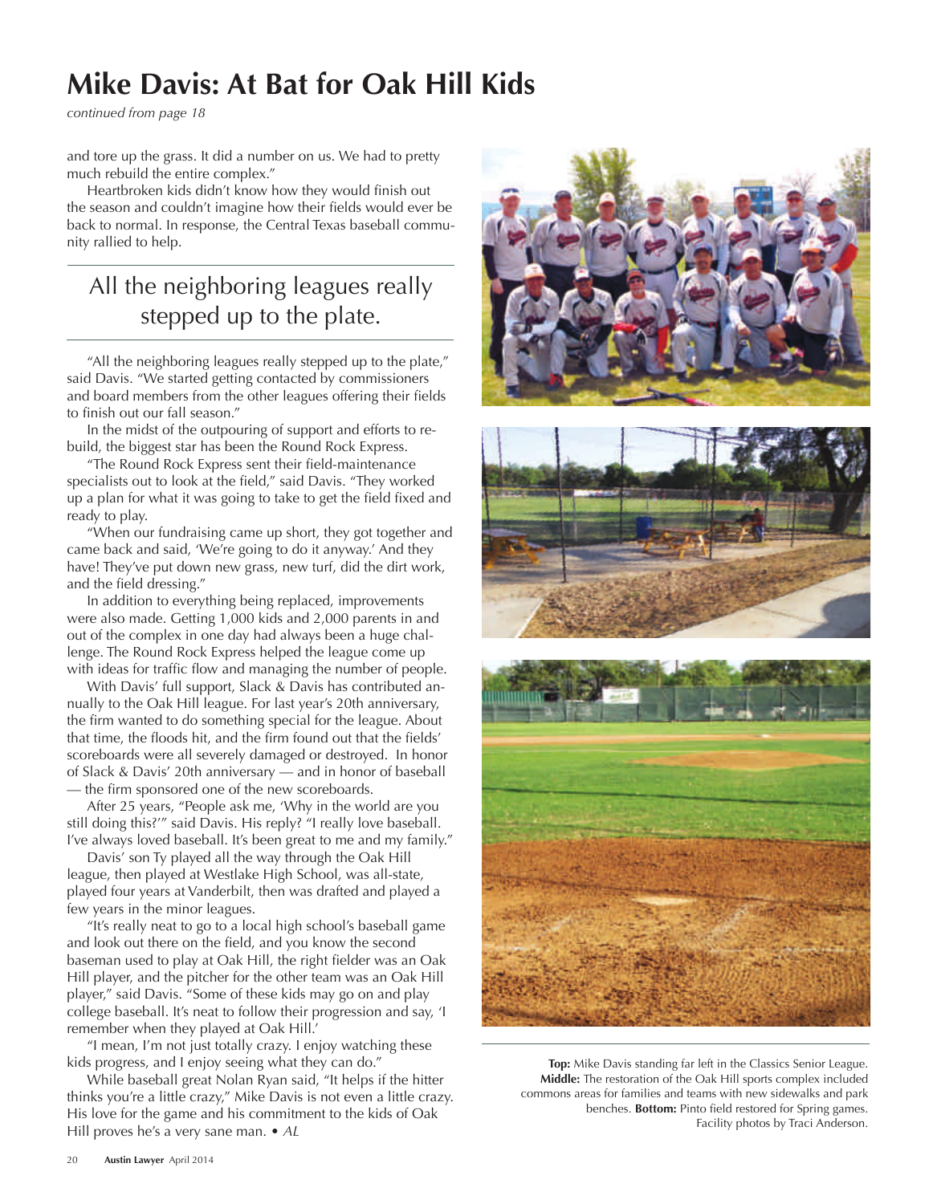# Mike Davis: At Bat for Oak Hill Kids

*continued from page 18*

and tore up the grass. It did a number on us. We had to pretty much rebuild the entire complex."

Heartbroken kids didn't know how they would finish out the season and couldn't imagine how their fields would ever be back to normal. In response, the Central Texas baseball community rallied to help.

> All the neighboring leagues really stepped up to the plate.

"All the neighboring leagues really stepped up to the plate," said Davis. "We started getting contacted by commissioners and board members from the other leagues offering their fields to finish out our fall season."

In the midst of the outpouring of support and efforts to rebuild, the biggest star has been the Round Rock Express.

"The Round Rock Express sent their field-maintenance specialists out to look at the field," said Davis. "They worked up a plan for what it was going to take to get the field fixed and ready to play.

"When our fundraising came up short, they got together and came back and said, 'We're going to do it anyway.' And they have! They've put down new grass, new turf, did the dirt work, and the field dressing."

In addition to everything being replaced, improvements were also made. Getting 1,000 kids and 2,000 parents in and out of the complex in one day had always been a huge challenge. The Round Rock Express helped the league come up with ideas for traffic flow and managing the number of people.

With Davis' full support, Slack & Davis has contributed annually to the Oak Hill league. For last year's 20th anniversary, the firm wanted to do something special for the league. About that time, the floods hit, and the firm found out that the fields' scoreboards were all severely damaged or destroyed. In honor of Slack & Davis' 20th anniversary — and in honor of baseball — the firm sponsored one of the new scoreboards.

After 25 years, "People ask me, 'Why in the world are you still doing this?'" said Davis. His reply? "I really love baseball. I've always loved baseball. It's been great to me and my family."

Davis' son Ty played all the way through the Oak Hill league, then played at Westlake High School, was all-state, played four years at Vanderbilt, then was drafted and played a few years in the minor leagues.

"It's really neat to go to a local high school's baseball game and look out there on the field, and you know the second baseman used to play at Oak Hill, the right fielder was an Oak Hill player, and the pitcher for the other team was an Oak Hill player," said Davis. "Some of these kids may go on and play college baseball. It's neat to follow their progression and say, 'I remember when they played at Oak Hill.'

"I mean, I'm not just totally crazy. I enjoy watching these kids progress, and I enjoy seeing what they can do."

While baseball great Nolan Ryan said, "It helps if the hitter thinks you're a little crazy," Mike Davis is not even a little crazy. His love for the game and his commitment to the kids of Oak Hill proves he's a very sane man. • *AL*

**Top:** Mike Davis standing far left in the Classics Senior League. **Middle:** The restoration of the Oak Hill sports complex included commons areas for families and teams with new sidewalks and park benches. **Bottom:** Pinto field restored for Spring games. Facility photos by Traci Anderson.